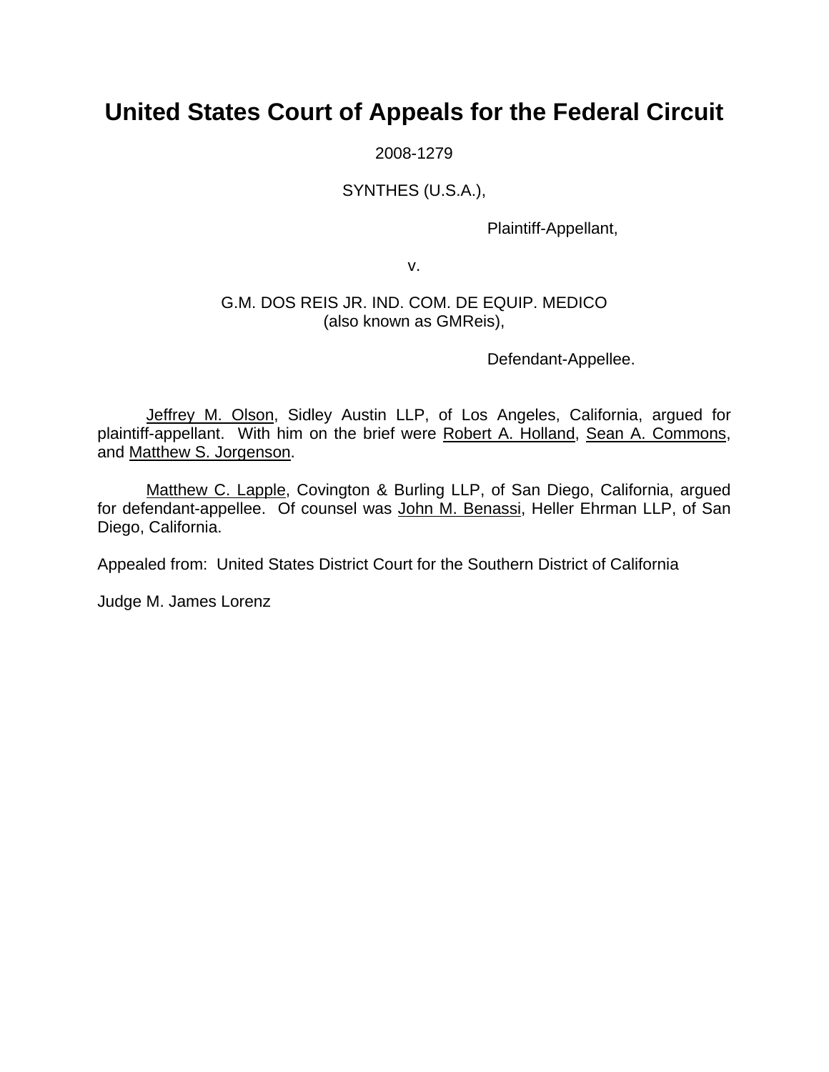# United States Court of Appeals for the Federal Circuit

2008-1279

SYNTHES (U.S.A.),

Plaintiff-Appellant,

v.

G.M. DOS REIS JR. IND. COM. DE EQUIP. MEDICO
(also known as GMReis),

Defendant-Appellee.

Jeffrey M. Olson, Sidley Austin LLP, of Los Angeles, California, argued for plaintiff-appellant. With him on the brief were Robert A. Holland, Sean A. Commons, and Matthew S. Jorgenson.

Matthew C. Lapple, Covington & Burling LLP, of San Diego, California, argued for defendant-appellee. Of counsel was John M. Benassi, Heller Ehrman LLP, of San Diego, California.

Appealed from: United States District Court for the Southern District of California

Judge M. James Lorenz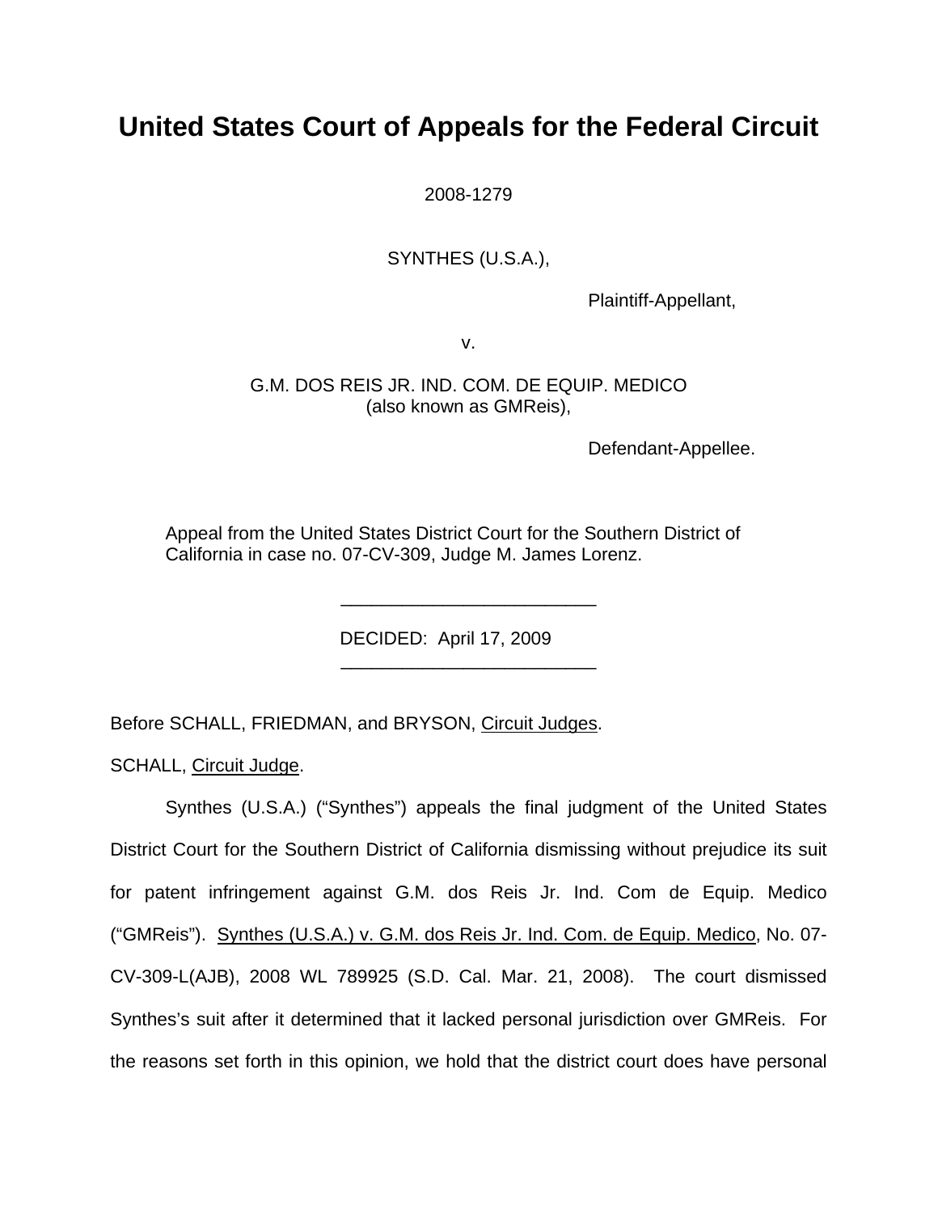# United States Court of Appeals for the Federal Circuit

2008-1279

SYNTHES (U.S.A.),

Plaintiff-Appellant,

v.

G.M. DOS REIS JR. IND. COM. DE EQUIP. MEDICO
(also known as GMReis),

Defendant-Appellee.

Appeal from the United States District Court for the Southern District of California in case no. 07-CV-309, Judge M. James Lorenz.

---

DECIDED: April 17, 2009

---

Before SCHALL, FRIEDMAN, and BRYSON, Circuit Judges.

SCHALL, Circuit Judge.

Synthes (U.S.A.) ("Synthes") appeals the final judgment of the United States District Court for the Southern District of California dismissing without prejudice its suit for patent infringement against G.M. dos Reis Jr. Ind. Com de Equip. Medico ("GMReis"). Synthes (U.S.A.) v. G.M. dos Reis Jr. Ind. Com. de Equip. Medico, No. 07-CV-309-L(AJB), 2008 WL 789925 (S.D. Cal. Mar. 21, 2008). The court dismissed Synthes's suit after it determined that it lacked personal jurisdiction over GMReis. For the reasons set forth in this opinion, we hold that the district court does have personal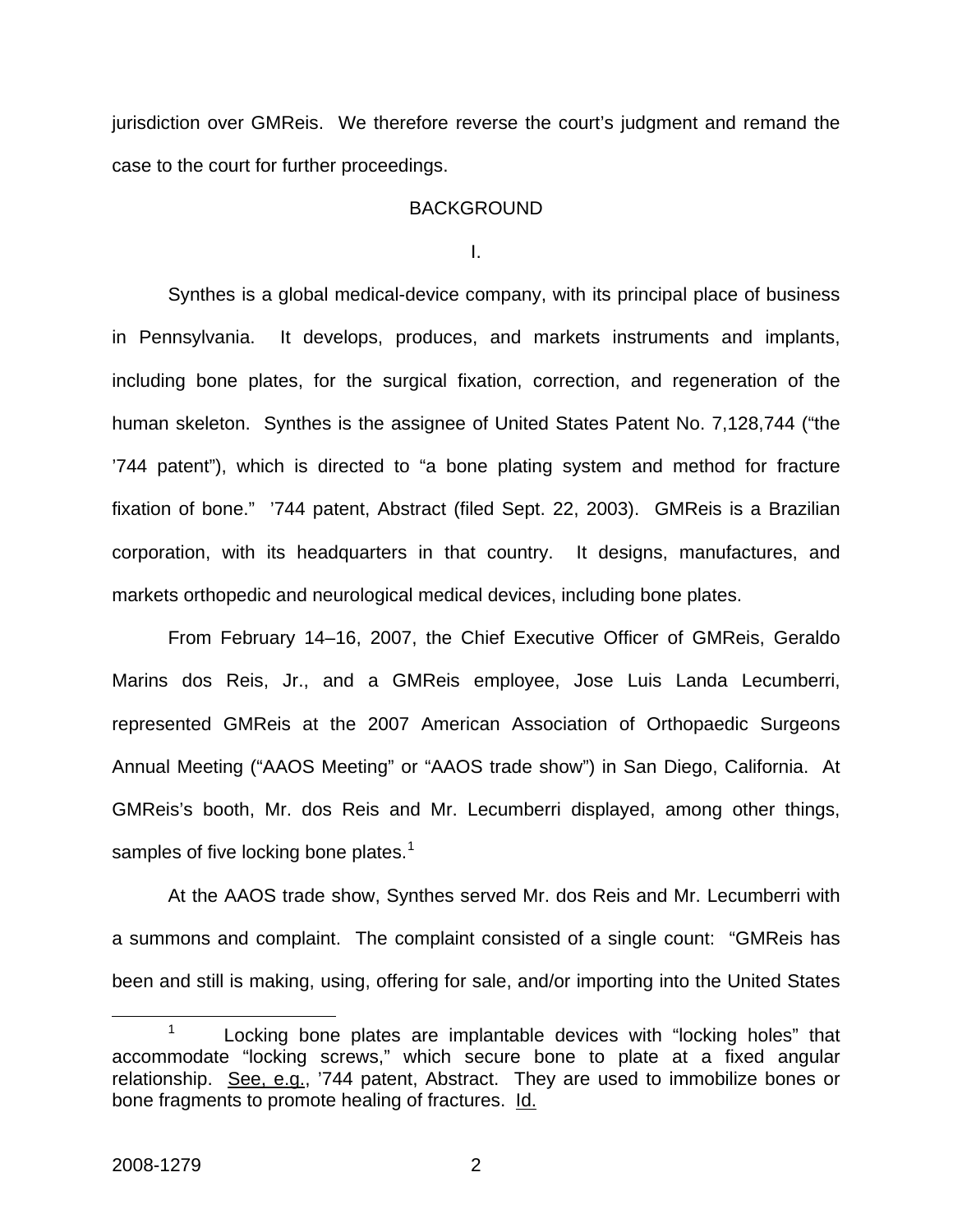jurisdiction over GMReis. We therefore reverse the court's judgment and remand the case to the court for further proceedings.

## BACKGROUND

### I.

Synthes is a global medical-device company, with its principal place of business in Pennsylvania. It develops, produces, and markets instruments and implants, including bone plates, for the surgical fixation, correction, and regeneration of the human skeleton. Synthes is the assignee of United States Patent No. 7,128,744 ("the '744 patent"), which is directed to "a bone plating system and method for fracture fixation of bone." '744 patent, Abstract (filed Sept. 22, 2003). GMReis is a Brazilian corporation, with its headquarters in that country. It designs, manufactures, and markets orthopedic and neurological medical devices, including bone plates.

From February 14–16, 2007, the Chief Executive Officer of GMReis, Geraldo Marins dos Reis, Jr., and a GMReis employee, Jose Luis Landa Lecumberri, represented GMReis at the 2007 American Association of Orthopaedic Surgeons Annual Meeting ("AAOS Meeting" or "AAOS trade show") in San Diego, California. At GMReis's booth, Mr. dos Reis and Mr. Lecumberri displayed, among other things, samples of five locking bone plates.[1]

At the AAOS trade show, Synthes served Mr. dos Reis and Mr. Lecumberri with a summons and complaint. The complaint consisted of a single count: "GMReis has been and still is making, using, offering for sale, and/or importing into the United States

[1] Locking bone plates are implantable devices with "locking holes" that accommodate "locking screws," which secure bone to plate at a fixed angular relationship. See, e.g., '744 patent, Abstract. They are used to immobilize bones or bone fragments to promote healing of fractures. Id.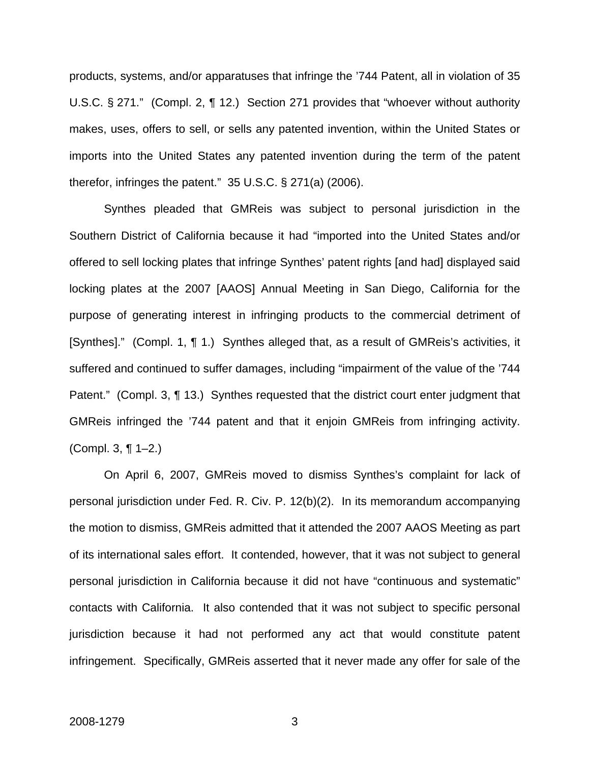products, systems, and/or apparatuses that infringe the ’744 Patent, all in violation of 35 U.S.C. § 271.” (Compl. 2, ¶ 12.) Section 271 provides that “whoever without authority makes, uses, offers to sell, or sells any patented invention, within the United States or imports into the United States any patented invention during the term of the patent therefor, infringes the patent.” 35 U.S.C. § 271(a) (2006).

Synthes pleaded that GMReis was subject to personal jurisdiction in the Southern District of California because it had “imported into the United States and/or offered to sell locking plates that infringe Synthes’ patent rights [and had] displayed said locking plates at the 2007 [AAOS] Annual Meeting in San Diego, California for the purpose of generating interest in infringing products to the commercial detriment of [Synthes].” (Compl. 1, ¶ 1.) Synthes alleged that, as a result of GMReis’s activities, it suffered and continued to suffer damages, including “impairment of the value of the ’744 Patent.” (Compl. 3, ¶ 13.) Synthes requested that the district court enter judgment that GMReis infringed the ’744 patent and that it enjoin GMReis from infringing activity. (Compl. 3, ¶ 1–2.)

On April 6, 2007, GMReis moved to dismiss Synthes’s complaint for lack of personal jurisdiction under Fed. R. Civ. P. 12(b)(2). In its memorandum accompanying the motion to dismiss, GMReis admitted that it attended the 2007 AAOS Meeting as part of its international sales effort. It contended, however, that it was not subject to general personal jurisdiction in California because it did not have “continuous and systematic” contacts with California. It also contended that it was not subject to specific personal jurisdiction because it had not performed any act that would constitute patent infringement. Specifically, GMReis asserted that it never made any offer for sale of the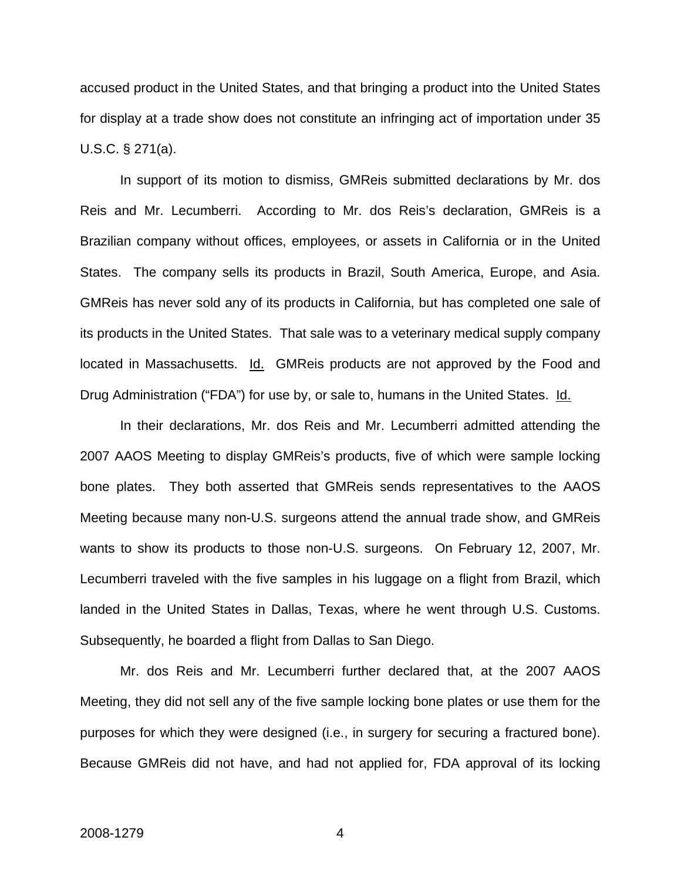accused product in the United States, and that bringing a product into the United States for display at a trade show does not constitute an infringing act of importation under 35 U.S.C. § 271(a).

In support of its motion to dismiss, GMReis submitted declarations by Mr. dos Reis and Mr. Lecumberri. According to Mr. dos Reis's declaration, GMReis is a Brazilian company without offices, employees, or assets in California or in the United States. The company sells its products in Brazil, South America, Europe, and Asia. GMReis has never sold any of its products in California, but has completed one sale of its products in the United States. That sale was to a veterinary medical supply company located in Massachusetts. Id. GMReis products are not approved by the Food and Drug Administration ("FDA") for use by, or sale to, humans in the United States. Id.

In their declarations, Mr. dos Reis and Mr. Lecumberri admitted attending the 2007 AAOS Meeting to display GMReis's products, five of which were sample locking bone plates. They both asserted that GMReis sends representatives to the AAOS Meeting because many non-U.S. surgeons attend the annual trade show, and GMReis wants to show its products to those non-U.S. surgeons. On February 12, 2007, Mr. Lecumberri traveled with the five samples in his luggage on a flight from Brazil, which landed in the United States in Dallas, Texas, where he went through U.S. Customs. Subsequently, he boarded a flight from Dallas to San Diego.

Mr. dos Reis and Mr. Lecumberri further declared that, at the 2007 AAOS Meeting, they did not sell any of the five sample locking bone plates or use them for the purposes for which they were designed (i.e., in surgery for securing a fractured bone). Because GMReis did not have, and had not applied for, FDA approval of its locking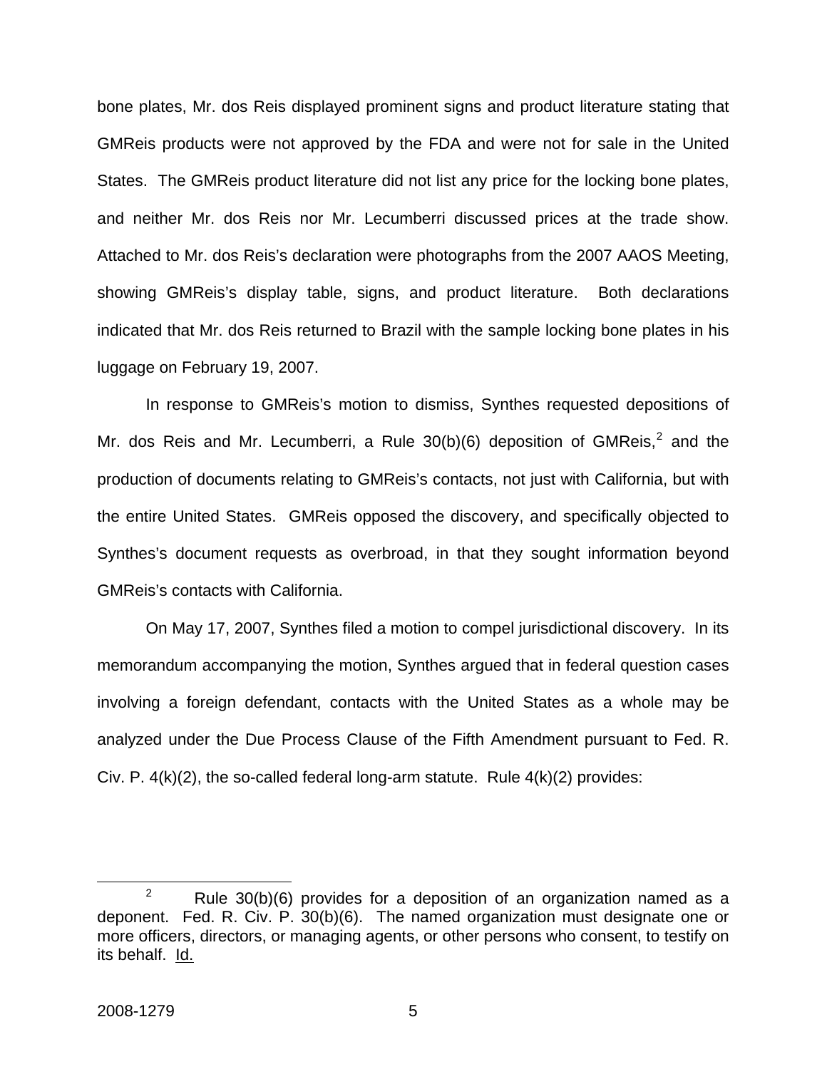bone plates, Mr. dos Reis displayed prominent signs and product literature stating that GMReis products were not approved by the FDA and were not for sale in the United States. The GMReis product literature did not list any price for the locking bone plates, and neither Mr. dos Reis nor Mr. Lecumberri discussed prices at the trade show. Attached to Mr. dos Reis's declaration were photographs from the 2007 AAOS Meeting, showing GMReis's display table, signs, and product literature. Both declarations indicated that Mr. dos Reis returned to Brazil with the sample locking bone plates in his luggage on February 19, 2007.

In response to GMReis's motion to dismiss, Synthes requested depositions of Mr. dos Reis and Mr. Lecumberri, a Rule 30(b)(6) deposition of GMReis,[2] and the production of documents relating to GMReis's contacts, not just with California, but with the entire United States. GMReis opposed the discovery, and specifically objected to Synthes's document requests as overbroad, in that they sought information beyond GMReis's contacts with California.

On May 17, 2007, Synthes filed a motion to compel jurisdictional discovery. In its memorandum accompanying the motion, Synthes argued that in federal question cases involving a foreign defendant, contacts with the United States as a whole may be analyzed under the Due Process Clause of the Fifth Amendment pursuant to Fed. R. Civ. P. 4(k)(2), the so-called federal long-arm statute. Rule 4(k)(2) provides:

[2] Rule 30(b)(6) provides for a deposition of an organization named as a deponent. Fed. R. Civ. P. 30(b)(6). The named organization must designate one or more officers, directors, or managing agents, or other persons who consent, to testify on its behalf. Id.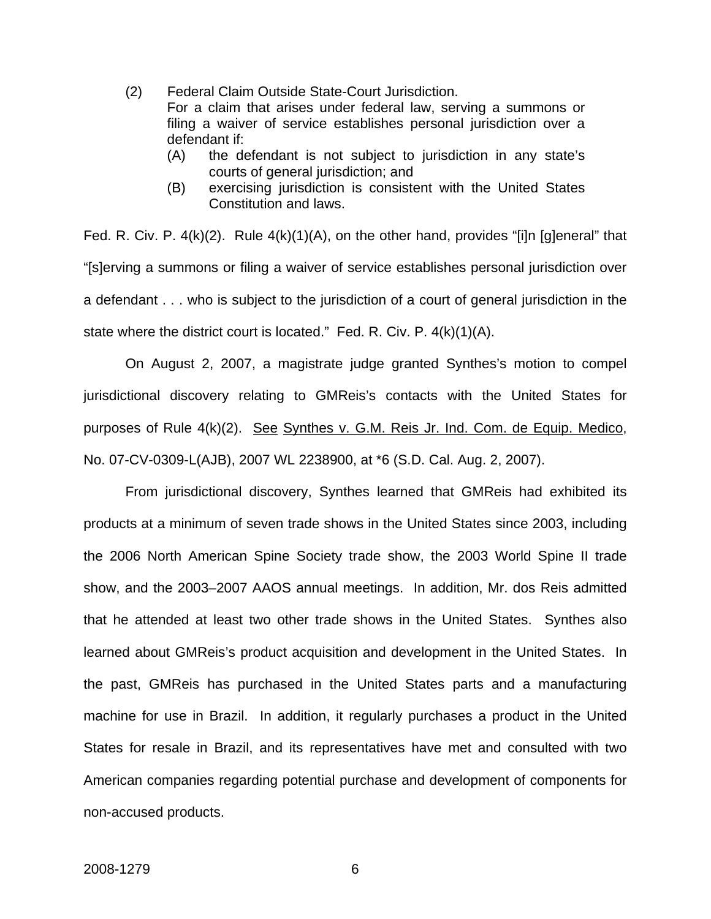> (2) Federal Claim Outside State-Court Jurisdiction.
> For a claim that arises under federal law, serving a summons or filing a waiver of service establishes personal jurisdiction over a defendant if:
> (A) the defendant is not subject to jurisdiction in any state's courts of general jurisdiction; and
> (B) exercising jurisdiction is consistent with the United States Constitution and laws.

Fed. R. Civ. P. 4(k)(2). Rule 4(k)(1)(A), on the other hand, provides "[i]n [g]eneral" that "[s]erving a summons or filing a waiver of service establishes personal jurisdiction over a defendant . . . who is subject to the jurisdiction of a court of general jurisdiction in the state where the district court is located." Fed. R. Civ. P. 4(k)(1)(A).

On August 2, 2007, a magistrate judge granted Synthes's motion to compel jurisdictional discovery relating to GMReis's contacts with the United States for purposes of Rule 4(k)(2). See Synthes v. G.M. Reis Jr. Ind. Com. de Equip. Medico, No. 07-CV-0309-L(AJB), 2007 WL 2238900, at *6 (S.D. Cal. Aug. 2, 2007).

From jurisdictional discovery, Synthes learned that GMReis had exhibited its products at a minimum of seven trade shows in the United States since 2003, including the 2006 North American Spine Society trade show, the 2003 World Spine II trade show, and the 2003–2007 AAOS annual meetings. In addition, Mr. dos Reis admitted that he attended at least two other trade shows in the United States. Synthes also learned about GMReis's product acquisition and development in the United States. In the past, GMReis has purchased in the United States parts and a manufacturing machine for use in Brazil. In addition, it regularly purchases a product in the United States for resale in Brazil, and its representatives have met and consulted with two American companies regarding potential purchase and development of components for non-accused products.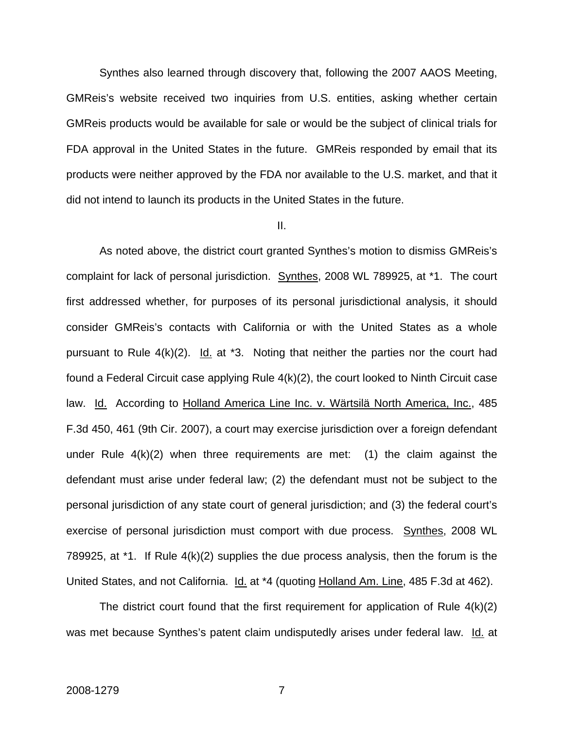Synthes also learned through discovery that, following the 2007 AAOS Meeting, GMReis's website received two inquiries from U.S. entities, asking whether certain GMReis products would be available for sale or would be the subject of clinical trials for FDA approval in the United States in the future. GMReis responded by email that its products were neither approved by the FDA nor available to the U.S. market, and that it did not intend to launch its products in the United States in the future.

II.

As noted above, the district court granted Synthes's motion to dismiss GMReis's complaint for lack of personal jurisdiction. Synthes, 2008 WL 789925, at *1. The court first addressed whether, for purposes of its personal jurisdictional analysis, it should consider GMReis's contacts with California or with the United States as a whole pursuant to Rule 4(k)(2). Id. at *3. Noting that neither the parties nor the court had found a Federal Circuit case applying Rule 4(k)(2), the court looked to Ninth Circuit case law. Id. According to Holland America Line Inc. v. Wärtsilä North America, Inc., 485 F.3d 450, 461 (9th Cir. 2007), a court may exercise jurisdiction over a foreign defendant under Rule 4(k)(2) when three requirements are met: (1) the claim against the defendant must arise under federal law; (2) the defendant must not be subject to the personal jurisdiction of any state court of general jurisdiction; and (3) the federal court's exercise of personal jurisdiction must comport with due process. Synthes, 2008 WL 789925, at *1. If Rule 4(k)(2) supplies the due process analysis, then the forum is the United States, and not California. Id. at *4 (quoting Holland Am. Line, 485 F.3d at 462).

The district court found that the first requirement for application of Rule 4(k)(2) was met because Synthes's patent claim undisputedly arises under federal law. Id. at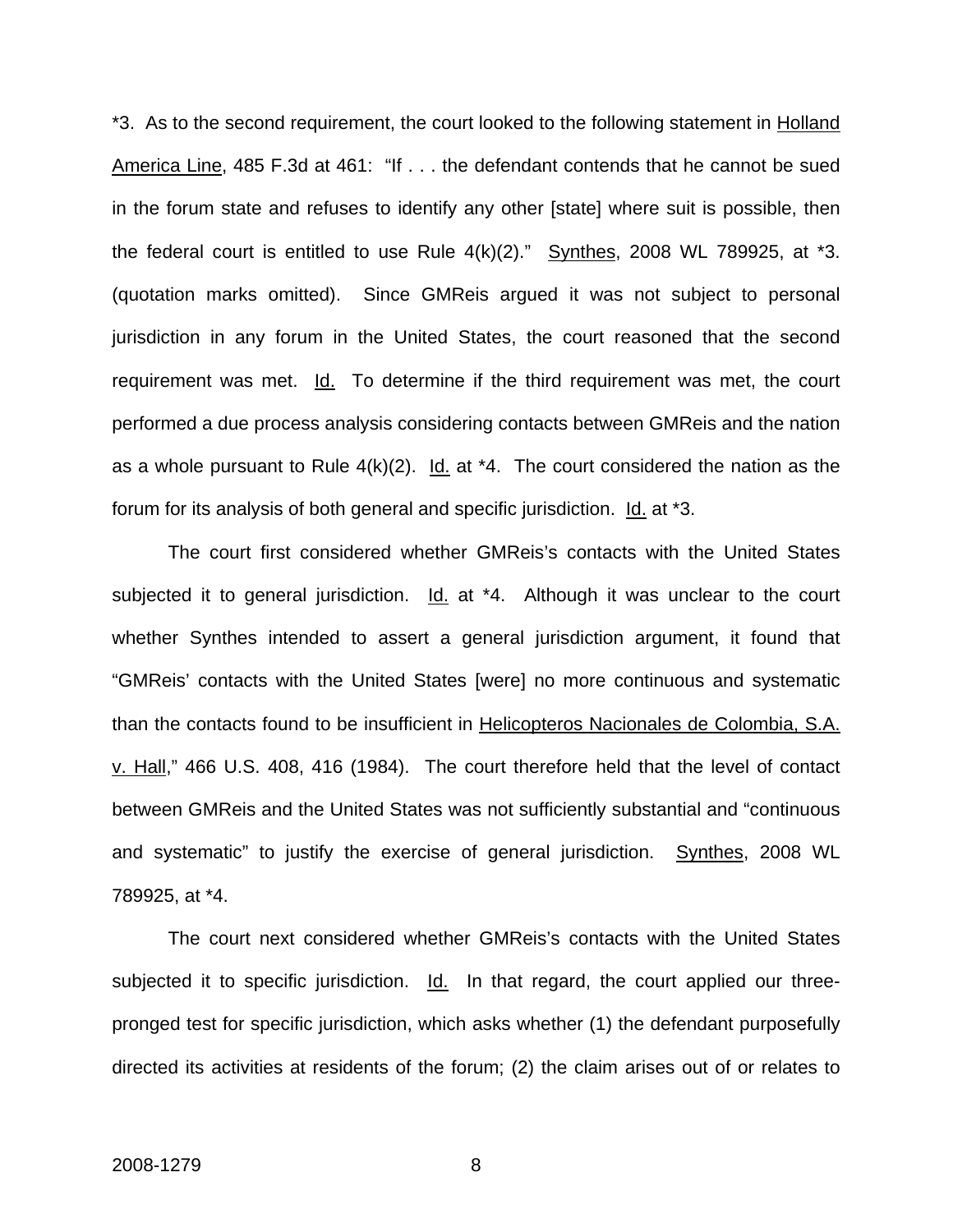*3. As to the second requirement, the court looked to the following statement in Holland America Line, 485 F.3d at 461: "If . . . the defendant contends that he cannot be sued in the forum state and refuses to identify any other [state] where suit is possible, then the federal court is entitled to use Rule 4(k)(2)." Synthes, 2008 WL 789925, at *3. (quotation marks omitted). Since GMReis argued it was not subject to personal jurisdiction in any forum in the United States, the court reasoned that the second requirement was met. Id. To determine if the third requirement was met, the court performed a due process analysis considering contacts between GMReis and the nation as a whole pursuant to Rule 4(k)(2). Id. at *4. The court considered the nation as the forum for its analysis of both general and specific jurisdiction. Id. at *3.

The court first considered whether GMReis's contacts with the United States subjected it to general jurisdiction. Id. at *4. Although it was unclear to the court whether Synthes intended to assert a general jurisdiction argument, it found that "GMReis' contacts with the United States [were] no more continuous and systematic than the contacts found to be insufficient in Helicopteros Nacionales de Colombia, S.A. v. Hall," 466 U.S. 408, 416 (1984). The court therefore held that the level of contact between GMReis and the United States was not sufficiently substantial and "continuous and systematic" to justify the exercise of general jurisdiction. Synthes, 2008 WL 789925, at *4.

The court next considered whether GMReis's contacts with the United States subjected it to specific jurisdiction. Id. In that regard, the court applied our three-pronged test for specific jurisdiction, which asks whether (1) the defendant purposefully directed its activities at residents of the forum; (2) the claim arises out of or relates to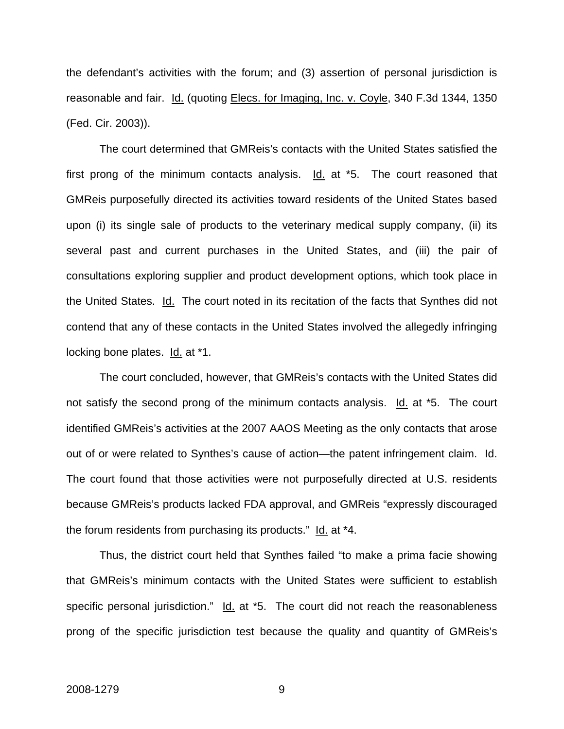the defendant's activities with the forum; and (3) assertion of personal jurisdiction is reasonable and fair. Id. (quoting Elecs. for Imaging, Inc. v. Coyle, 340 F.3d 1344, 1350 (Fed. Cir. 2003)).

The court determined that GMReis's contacts with the United States satisfied the first prong of the minimum contacts analysis. Id. at *5. The court reasoned that GMReis purposefully directed its activities toward residents of the United States based upon (i) its single sale of products to the veterinary medical supply company, (ii) its several past and current purchases in the United States, and (iii) the pair of consultations exploring supplier and product development options, which took place in the United States. Id. The court noted in its recitation of the facts that Synthes did not contend that any of these contacts in the United States involved the allegedly infringing locking bone plates. Id. at *1.

The court concluded, however, that GMReis's contacts with the United States did not satisfy the second prong of the minimum contacts analysis. Id. at *5. The court identified GMReis's activities at the 2007 AAOS Meeting as the only contacts that arose out of or were related to Synthes's cause of action—the patent infringement claim. Id. The court found that those activities were not purposefully directed at U.S. residents because GMReis's products lacked FDA approval, and GMReis "expressly discouraged the forum residents from purchasing its products." Id. at *4.

Thus, the district court held that Synthes failed "to make a prima facie showing that GMReis's minimum contacts with the United States were sufficient to establish specific personal jurisdiction." Id. at *5. The court did not reach the reasonableness prong of the specific jurisdiction test because the quality and quantity of GMReis's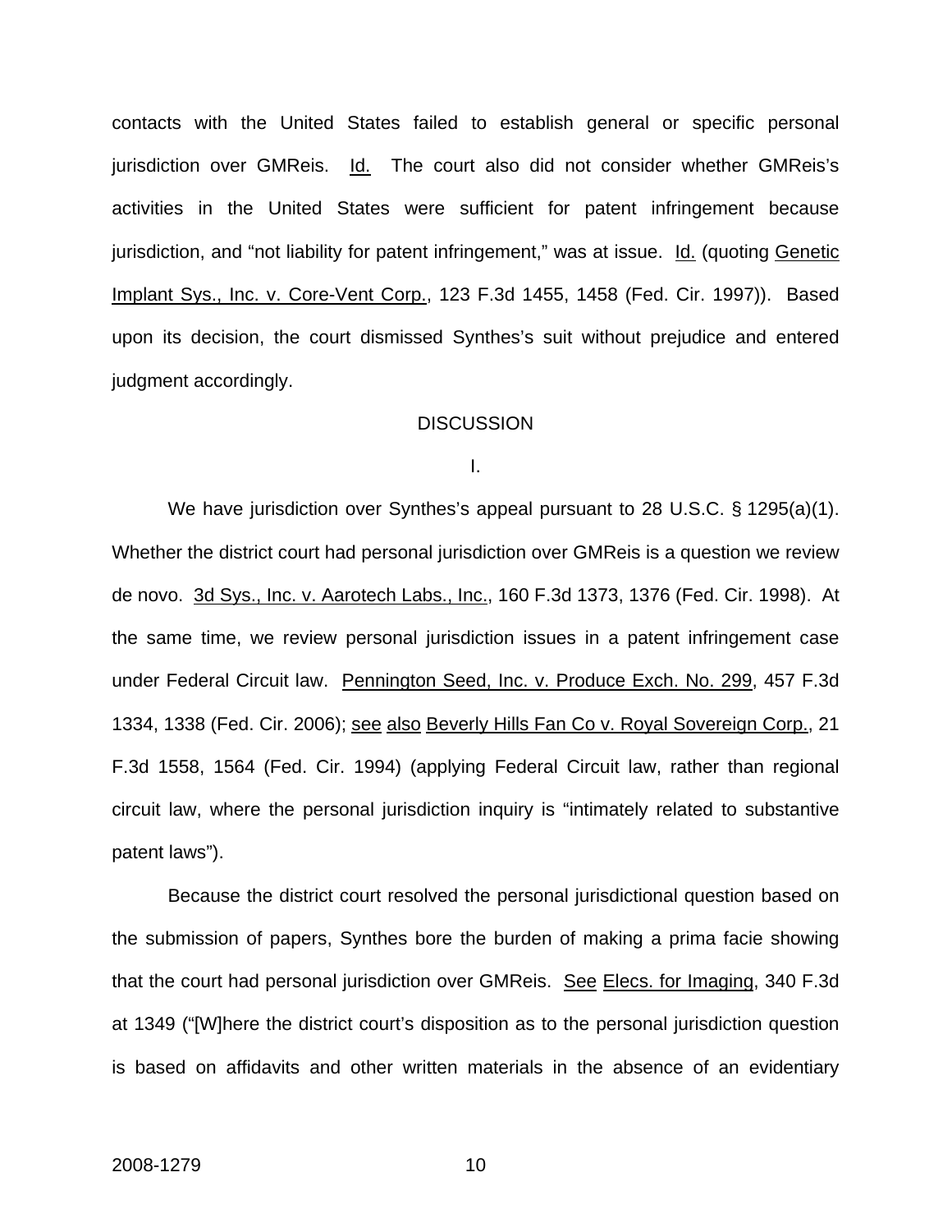contacts with the United States failed to establish general or specific personal jurisdiction over GMReis. Id. The court also did not consider whether GMReis's activities in the United States were sufficient for patent infringement because jurisdiction, and "not liability for patent infringement," was at issue. Id. (quoting Genetic Implant Sys., Inc. v. Core-Vent Corp., 123 F.3d 1455, 1458 (Fed. Cir. 1997)). Based upon its decision, the court dismissed Synthes's suit without prejudice and entered judgment accordingly.

## DISCUSSION

### I.

We have jurisdiction over Synthes's appeal pursuant to 28 U.S.C. § 1295(a)(1). Whether the district court had personal jurisdiction over GMReis is a question we review de novo. 3d Sys., Inc. v. Aarotech Labs., Inc., 160 F.3d 1373, 1376 (Fed. Cir. 1998). At the same time, we review personal jurisdiction issues in a patent infringement case under Federal Circuit law. Pennington Seed, Inc. v. Produce Exch. No. 299, 457 F.3d 1334, 1338 (Fed. Cir. 2006); see also Beverly Hills Fan Co v. Royal Sovereign Corp., 21 F.3d 1558, 1564 (Fed. Cir. 1994) (applying Federal Circuit law, rather than regional circuit law, where the personal jurisdiction inquiry is "intimately related to substantive patent laws").

Because the district court resolved the personal jurisdictional question based on the submission of papers, Synthes bore the burden of making a prima facie showing that the court had personal jurisdiction over GMReis. See Elecs. for Imaging, 340 F.3d at 1349 ("[W]here the district court's disposition as to the personal jurisdiction question is based on affidavits and other written materials in the absence of an evidentiary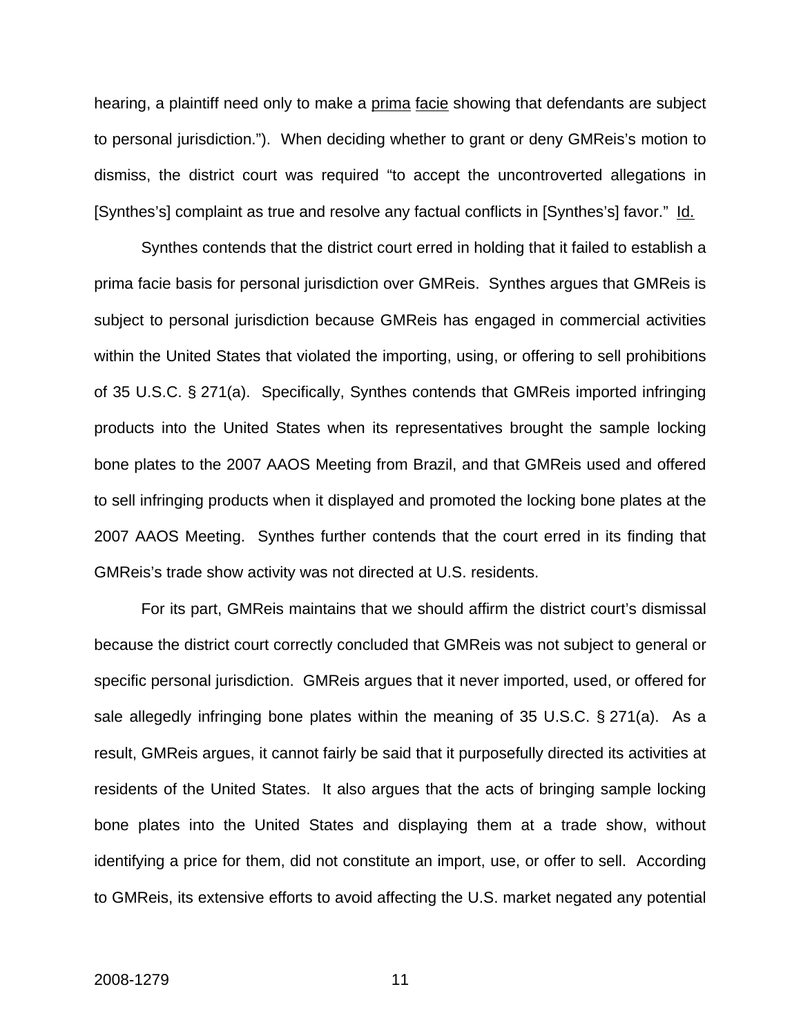hearing, a plaintiff need only to make a prima facie showing that defendants are subject to personal jurisdiction."). When deciding whether to grant or deny GMReis's motion to dismiss, the district court was required "to accept the uncontroverted allegations in [Synthes's] complaint as true and resolve any factual conflicts in [Synthes's] favor." Id.

Synthes contends that the district court erred in holding that it failed to establish a prima facie basis for personal jurisdiction over GMReis. Synthes argues that GMReis is subject to personal jurisdiction because GMReis has engaged in commercial activities within the United States that violated the importing, using, or offering to sell prohibitions of 35 U.S.C. § 271(a). Specifically, Synthes contends that GMReis imported infringing products into the United States when its representatives brought the sample locking bone plates to the 2007 AAOS Meeting from Brazil, and that GMReis used and offered to sell infringing products when it displayed and promoted the locking bone plates at the 2007 AAOS Meeting. Synthes further contends that the court erred in its finding that GMReis's trade show activity was not directed at U.S. residents.

For its part, GMReis maintains that we should affirm the district court's dismissal because the district court correctly concluded that GMReis was not subject to general or specific personal jurisdiction. GMReis argues that it never imported, used, or offered for sale allegedly infringing bone plates within the meaning of 35 U.S.C. § 271(a). As a result, GMReis argues, it cannot fairly be said that it purposefully directed its activities at residents of the United States. It also argues that the acts of bringing sample locking bone plates into the United States and displaying them at a trade show, without identifying a price for them, did not constitute an import, use, or offer to sell. According to GMReis, its extensive efforts to avoid affecting the U.S. market negated any potential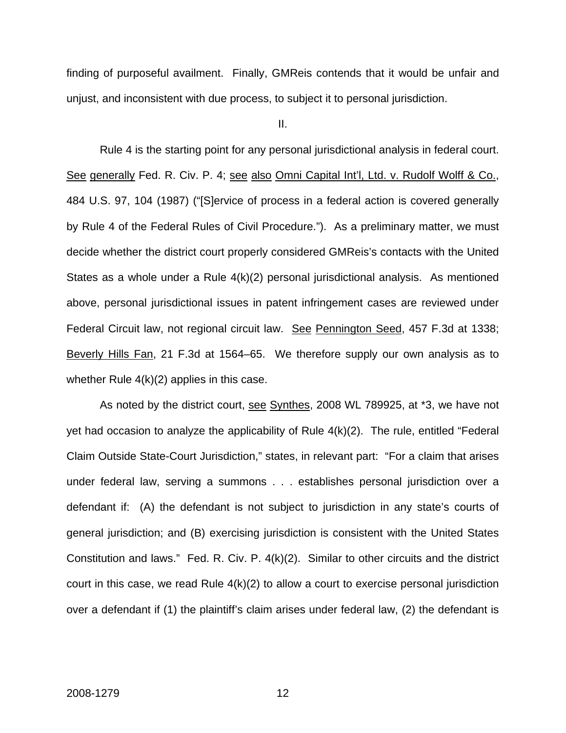finding of purposeful availment. Finally, GMReis contends that it would be unfair and unjust, and inconsistent with due process, to subject it to personal jurisdiction.

II.

Rule 4 is the starting point for any personal jurisdictional analysis in federal court. See generally Fed. R. Civ. P. 4; see also Omni Capital Int'l, Ltd. v. Rudolf Wolff & Co., 484 U.S. 97, 104 (1987) ("[S]ervice of process in a federal action is covered generally by Rule 4 of the Federal Rules of Civil Procedure."). As a preliminary matter, we must decide whether the district court properly considered GMReis's contacts with the United States as a whole under a Rule 4(k)(2) personal jurisdictional analysis. As mentioned above, personal jurisdictional issues in patent infringement cases are reviewed under Federal Circuit law, not regional circuit law. See Pennington Seed, 457 F.3d at 1338; Beverly Hills Fan, 21 F.3d at 1564–65. We therefore supply our own analysis as to whether Rule 4(k)(2) applies in this case.

As noted by the district court, see Synthes, 2008 WL 789925, at *3, we have not yet had occasion to analyze the applicability of Rule 4(k)(2). The rule, entitled "Federal Claim Outside State-Court Jurisdiction," states, in relevant part: "For a claim that arises under federal law, serving a summons . . . establishes personal jurisdiction over a defendant if: (A) the defendant is not subject to jurisdiction in any state's courts of general jurisdiction; and (B) exercising jurisdiction is consistent with the United States Constitution and laws." Fed. R. Civ. P. 4(k)(2). Similar to other circuits and the district court in this case, we read Rule 4(k)(2) to allow a court to exercise personal jurisdiction over a defendant if (1) the plaintiff's claim arises under federal law, (2) the defendant is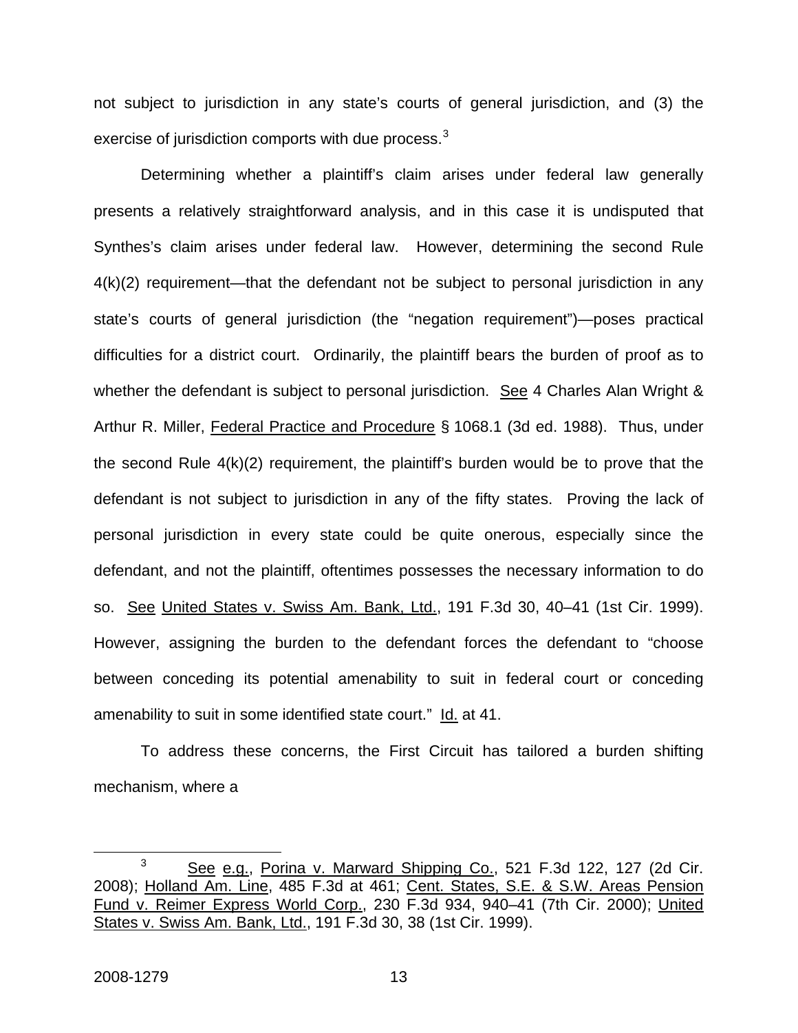not subject to jurisdiction in any state's courts of general jurisdiction, and (3) the exercise of jurisdiction comports with due process.[3]

Determining whether a plaintiff's claim arises under federal law generally presents a relatively straightforward analysis, and in this case it is undisputed that Synthes's claim arises under federal law. However, determining the second Rule 4(k)(2) requirement—that the defendant not be subject to personal jurisdiction in any state's courts of general jurisdiction (the "negation requirement")—poses practical difficulties for a district court. Ordinarily, the plaintiff bears the burden of proof as to whether the defendant is subject to personal jurisdiction. See 4 Charles Alan Wright & Arthur R. Miller, Federal Practice and Procedure § 1068.1 (3d ed. 1988). Thus, under the second Rule 4(k)(2) requirement, the plaintiff's burden would be to prove that the defendant is not subject to jurisdiction in any of the fifty states. Proving the lack of personal jurisdiction in every state could be quite onerous, especially since the defendant, and not the plaintiff, oftentimes possesses the necessary information to do so. See United States v. Swiss Am. Bank, Ltd., 191 F.3d 30, 40–41 (1st Cir. 1999). However, assigning the burden to the defendant forces the defendant to "choose between conceding its potential amenability to suit in federal court or conceding amenability to suit in some identified state court." Id. at 41.

To address these concerns, the First Circuit has tailored a burden shifting mechanism, where a

[3] See e.g., Porina v. Marward Shipping Co., 521 F.3d 122, 127 (2d Cir. 2008); Holland Am. Line, 485 F.3d at 461; Cent. States, S.E. & S.W. Areas Pension Fund v. Reimer Express World Corp., 230 F.3d 934, 940–41 (7th Cir. 2000); United States v. Swiss Am. Bank, Ltd., 191 F.3d 30, 38 (1st Cir. 1999).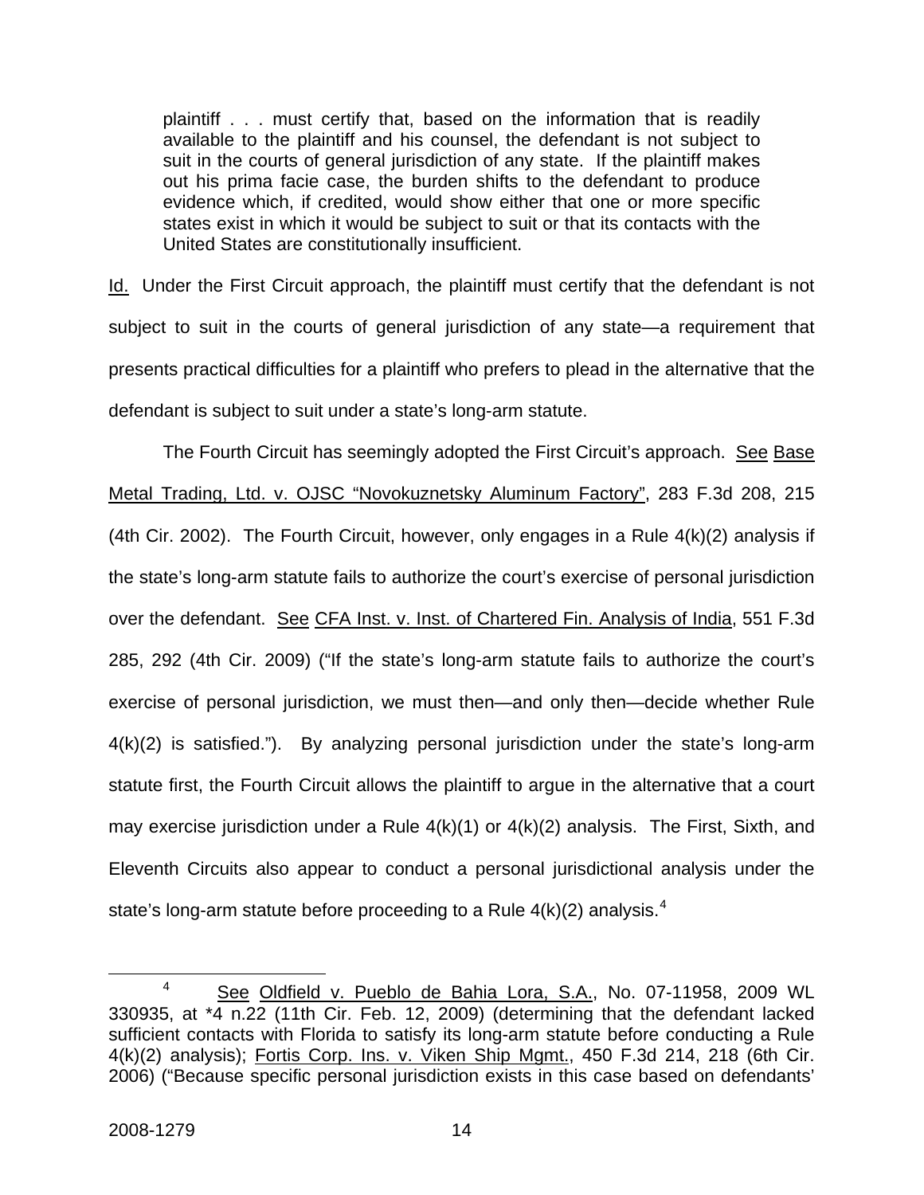> plaintiff . . . must certify that, based on the information that is readily available to the plaintiff and his counsel, the defendant is not subject to suit in the courts of general jurisdiction of any state. If the plaintiff makes out his prima facie case, the burden shifts to the defendant to produce evidence which, if credited, would show either that one or more specific states exist in which it would be subject to suit or that its contacts with the United States are constitutionally insufficient.

Id. Under the First Circuit approach, the plaintiff must certify that the defendant is not subject to suit in the courts of general jurisdiction of any state—a requirement that presents practical difficulties for a plaintiff who prefers to plead in the alternative that the defendant is subject to suit under a state's long-arm statute.

The Fourth Circuit has seemingly adopted the First Circuit's approach. See Base Metal Trading, Ltd. v. OJSC "Novokuznetsky Aluminum Factory", 283 F.3d 208, 215 (4th Cir. 2002). The Fourth Circuit, however, only engages in a Rule 4(k)(2) analysis if the state's long-arm statute fails to authorize the court's exercise of personal jurisdiction over the defendant. See CFA Inst. v. Inst. of Chartered Fin. Analysis of India, 551 F.3d 285, 292 (4th Cir. 2009) ("If the state's long-arm statute fails to authorize the court's exercise of personal jurisdiction, we must then—and only then—decide whether Rule 4(k)(2) is satisfied."). By analyzing personal jurisdiction under the state's long-arm statute first, the Fourth Circuit allows the plaintiff to argue in the alternative that a court may exercise jurisdiction under a Rule 4(k)(1) or 4(k)(2) analysis. The First, Sixth, and Eleventh Circuits also appear to conduct a personal jurisdictional analysis under the state's long-arm statute before proceeding to a Rule 4(k)(2) analysis.[4]

[4] See Oldfield v. Pueblo de Bahia Lora, S.A., No. 07-11958, 2009 WL 330935, at *4 n.22 (11th Cir. Feb. 12, 2009) (determining that the defendant lacked sufficient contacts with Florida to satisfy its long-arm statute before conducting a Rule 4(k)(2) analysis); Fortis Corp. Ins. v. Viken Ship Mgmt., 450 F.3d 214, 218 (6th Cir. 2006) ("Because specific personal jurisdiction exists in this case based on defendants'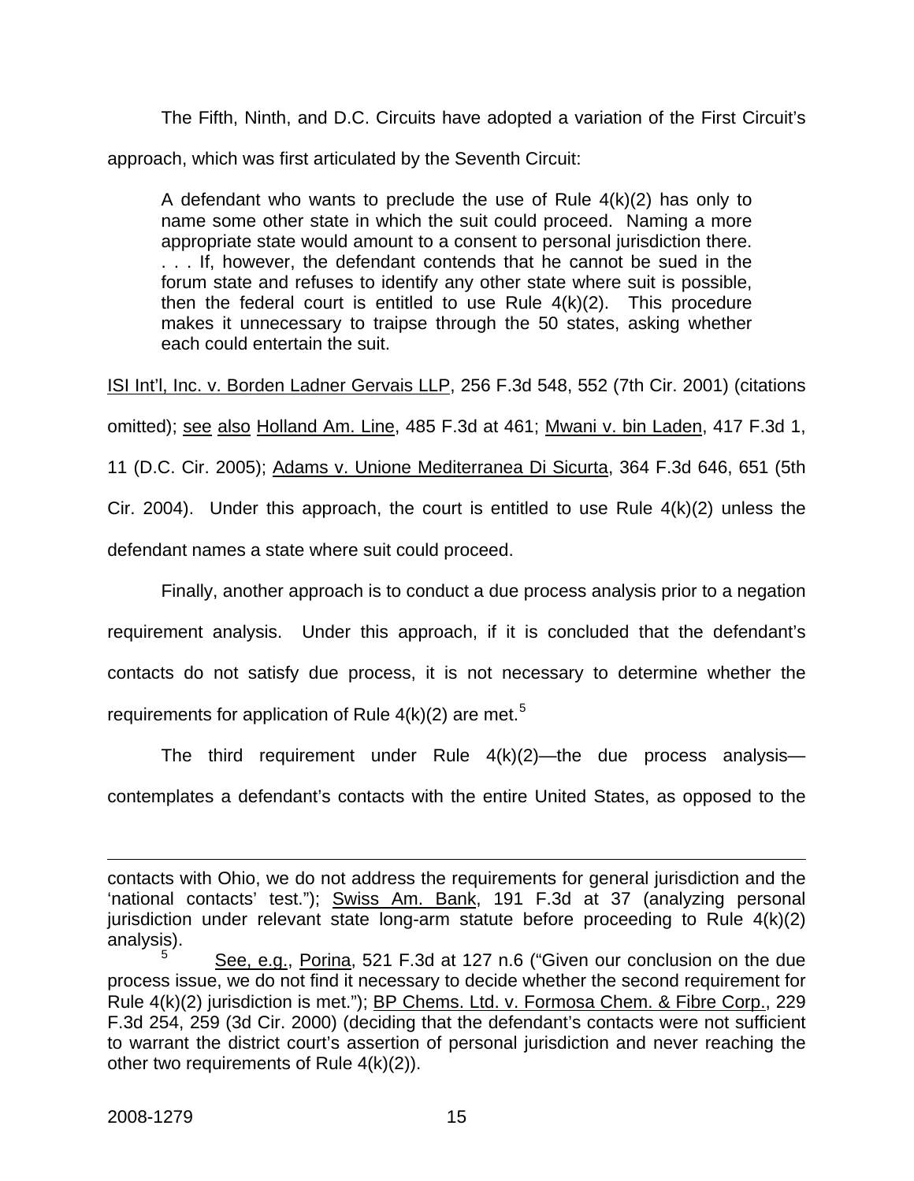The Fifth, Ninth, and D.C. Circuits have adopted a variation of the First Circuit's approach, which was first articulated by the Seventh Circuit:

> A defendant who wants to preclude the use of Rule 4(k)(2) has only to name some other state in which the suit could proceed. Naming a more appropriate state would amount to a consent to personal jurisdiction there. . . . If, however, the defendant contends that he cannot be sued in the forum state and refuses to identify any other state where suit is possible, then the federal court is entitled to use Rule 4(k)(2). This procedure makes it unnecessary to traipse through the 50 states, asking whether each could entertain the suit.

ISI Int'l, Inc. v. Borden Ladner Gervais LLP, 256 F.3d 548, 552 (7th Cir. 2001) (citations omitted); see also Holland Am. Line, 485 F.3d at 461; Mwani v. bin Laden, 417 F.3d 1, 11 (D.C. Cir. 2005); Adams v. Unione Mediterranea Di Sicurta, 364 F.3d 646, 651 (5th Cir. 2004). Under this approach, the court is entitled to use Rule 4(k)(2) unless the defendant names a state where suit could proceed.

Finally, another approach is to conduct a due process analysis prior to a negation requirement analysis. Under this approach, if it is concluded that the defendant's contacts do not satisfy due process, it is not necessary to determine whether the requirements for application of Rule 4(k)(2) are met.[5]

The third requirement under Rule 4(k)(2)—the due process analysis—contemplates a defendant's contacts with the entire United States, as opposed to the

---

contacts with Ohio, we do not address the requirements for general jurisdiction and the 'national contacts' test."); Swiss Am. Bank, 191 F.3d at 37 (analyzing personal jurisdiction under relevant state long-arm statute before proceeding to Rule 4(k)(2) analysis).

[5] See, e.g., Porina, 521 F.3d at 127 n.6 ("Given our conclusion on the due process issue, we do not find it necessary to decide whether the second requirement for Rule 4(k)(2) jurisdiction is met."); BP Chems. Ltd. v. Formosa Chem. & Fibre Corp., 229 F.3d 254, 259 (3d Cir. 2000) (deciding that the defendant's contacts were not sufficient to warrant the district court's assertion of personal jurisdiction and never reaching the other two requirements of Rule 4(k)(2)).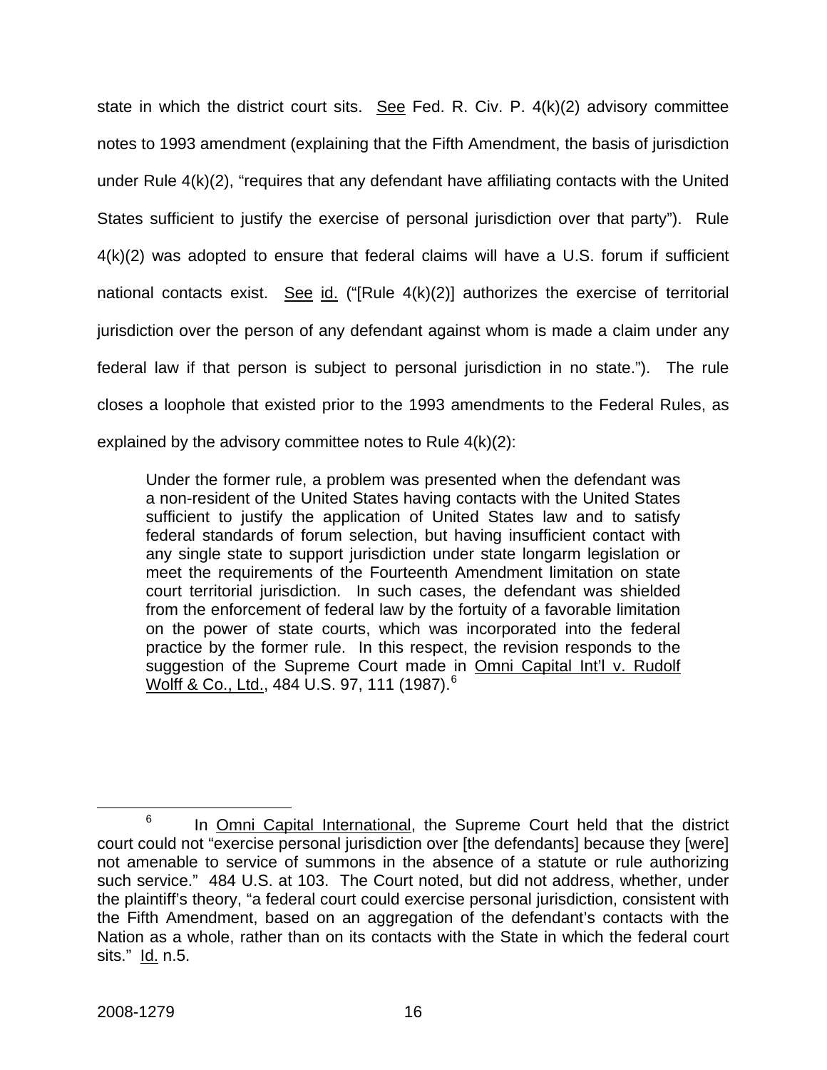state in which the district court sits. See Fed. R. Civ. P. 4(k)(2) advisory committee notes to 1993 amendment (explaining that the Fifth Amendment, the basis of jurisdiction under Rule 4(k)(2), "requires that any defendant have affiliating contacts with the United States sufficient to justify the exercise of personal jurisdiction over that party"). Rule 4(k)(2) was adopted to ensure that federal claims will have a U.S. forum if sufficient national contacts exist. See id. ("[Rule 4(k)(2)] authorizes the exercise of territorial jurisdiction over the person of any defendant against whom is made a claim under any federal law if that person is subject to personal jurisdiction in no state."). The rule closes a loophole that existed prior to the 1993 amendments to the Federal Rules, as explained by the advisory committee notes to Rule 4(k)(2):

> Under the former rule, a problem was presented when the defendant was a non-resident of the United States having contacts with the United States sufficient to justify the application of United States law and to satisfy federal standards of forum selection, but having insufficient contact with any single state to support jurisdiction under state longarm legislation or meet the requirements of the Fourteenth Amendment limitation on state court territorial jurisdiction. In such cases, the defendant was shielded from the enforcement of federal law by the fortuity of a favorable limitation on the power of state courts, which was incorporated into the federal practice by the former rule. In this respect, the revision responds to the suggestion of the Supreme Court made in Omni Capital Int'l v. Rudolf Wolff & Co., Ltd., 484 U.S. 97, 111 (1987).[6]

---

[6] In Omni Capital International, the Supreme Court held that the district court could not "exercise personal jurisdiction over [the defendants] because they [were] not amenable to service of summons in the absence of a statute or rule authorizing such service." 484 U.S. at 103. The Court noted, but did not address, whether, under the plaintiff's theory, "a federal court could exercise personal jurisdiction, consistent with the Fifth Amendment, based on an aggregation of the defendant's contacts with the Nation as a whole, rather than on its contacts with the State in which the federal court sits." Id. n.5.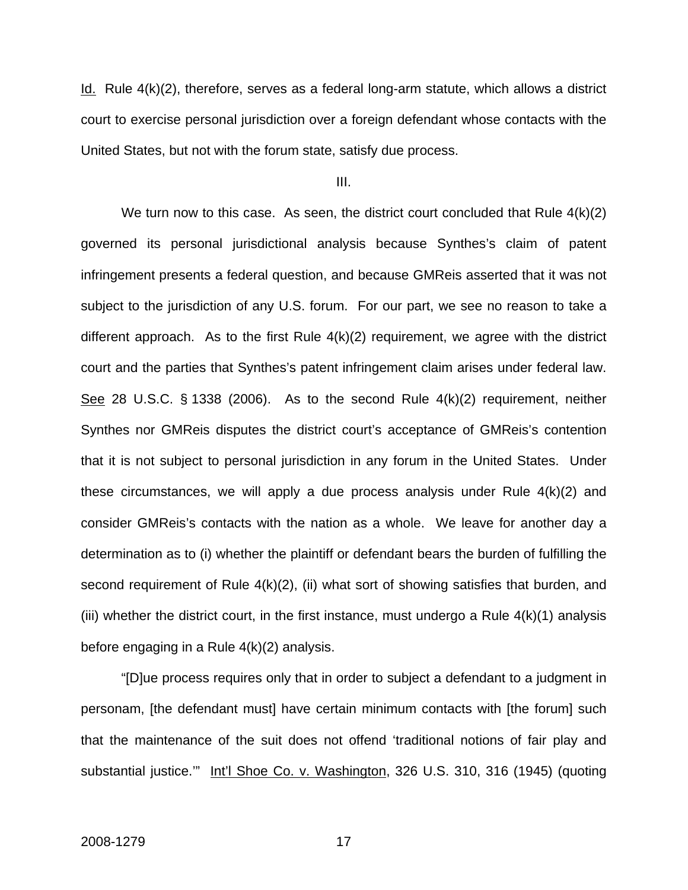Id. Rule 4(k)(2), therefore, serves as a federal long-arm statute, which allows a district court to exercise personal jurisdiction over a foreign defendant whose contacts with the United States, but not with the forum state, satisfy due process.

III.

We turn now to this case. As seen, the district court concluded that Rule 4(k)(2) governed its personal jurisdictional analysis because Synthes's claim of patent infringement presents a federal question, and because GMReis asserted that it was not subject to the jurisdiction of any U.S. forum. For our part, we see no reason to take a different approach. As to the first Rule 4(k)(2) requirement, we agree with the district court and the parties that Synthes's patent infringement claim arises under federal law. See 28 U.S.C. § 1338 (2006). As to the second Rule 4(k)(2) requirement, neither Synthes nor GMReis disputes the district court's acceptance of GMReis's contention that it is not subject to personal jurisdiction in any forum in the United States. Under these circumstances, we will apply a due process analysis under Rule 4(k)(2) and consider GMReis's contacts with the nation as a whole. We leave for another day a determination as to (i) whether the plaintiff or defendant bears the burden of fulfilling the second requirement of Rule 4(k)(2), (ii) what sort of showing satisfies that burden, and (iii) whether the district court, in the first instance, must undergo a Rule 4(k)(1) analysis before engaging in a Rule 4(k)(2) analysis.

"[D]ue process requires only that in order to subject a defendant to a judgment in personam, [the defendant must] have certain minimum contacts with [the forum] such that the maintenance of the suit does not offend 'traditional notions of fair play and substantial justice.'" Int'l Shoe Co. v. Washington, 326 U.S. 310, 316 (1945) (quoting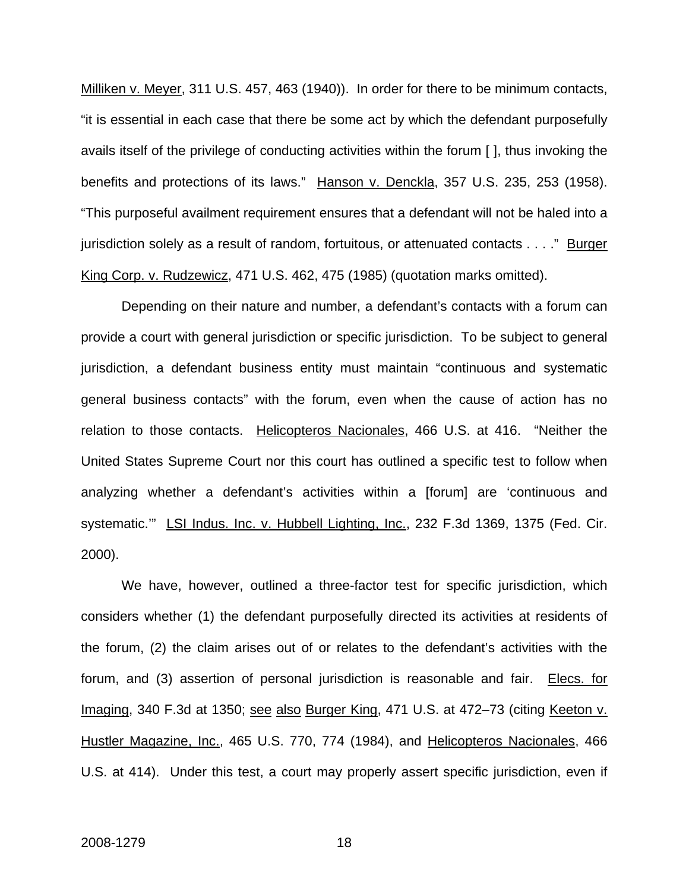Milliken v. Meyer, 311 U.S. 457, 463 (1940)). In order for there to be minimum contacts, "it is essential in each case that there be some act by which the defendant purposefully avails itself of the privilege of conducting activities within the forum [ ], thus invoking the benefits and protections of its laws." Hanson v. Denckla, 357 U.S. 235, 253 (1958). "This purposeful availment requirement ensures that a defendant will not be haled into a jurisdiction solely as a result of random, fortuitous, or attenuated contacts . . . ." Burger King Corp. v. Rudzewicz, 471 U.S. 462, 475 (1985) (quotation marks omitted).

Depending on their nature and number, a defendant's contacts with a forum can provide a court with general jurisdiction or specific jurisdiction. To be subject to general jurisdiction, a defendant business entity must maintain "continuous and systematic general business contacts" with the forum, even when the cause of action has no relation to those contacts. Helicopteros Nacionales, 466 U.S. at 416. "Neither the United States Supreme Court nor this court has outlined a specific test to follow when analyzing whether a defendant's activities within a [forum] are 'continuous and systematic.'" LSI Indus. Inc. v. Hubbell Lighting, Inc., 232 F.3d 1369, 1375 (Fed. Cir. 2000).

We have, however, outlined a three-factor test for specific jurisdiction, which considers whether (1) the defendant purposefully directed its activities at residents of the forum, (2) the claim arises out of or relates to the defendant's activities with the forum, and (3) assertion of personal jurisdiction is reasonable and fair. Elecs. for Imaging, 340 F.3d at 1350; see also Burger King, 471 U.S. at 472–73 (citing Keeton v. Hustler Magazine, Inc., 465 U.S. 770, 774 (1984), and Helicopteros Nacionales, 466 U.S. at 414). Under this test, a court may properly assert specific jurisdiction, even if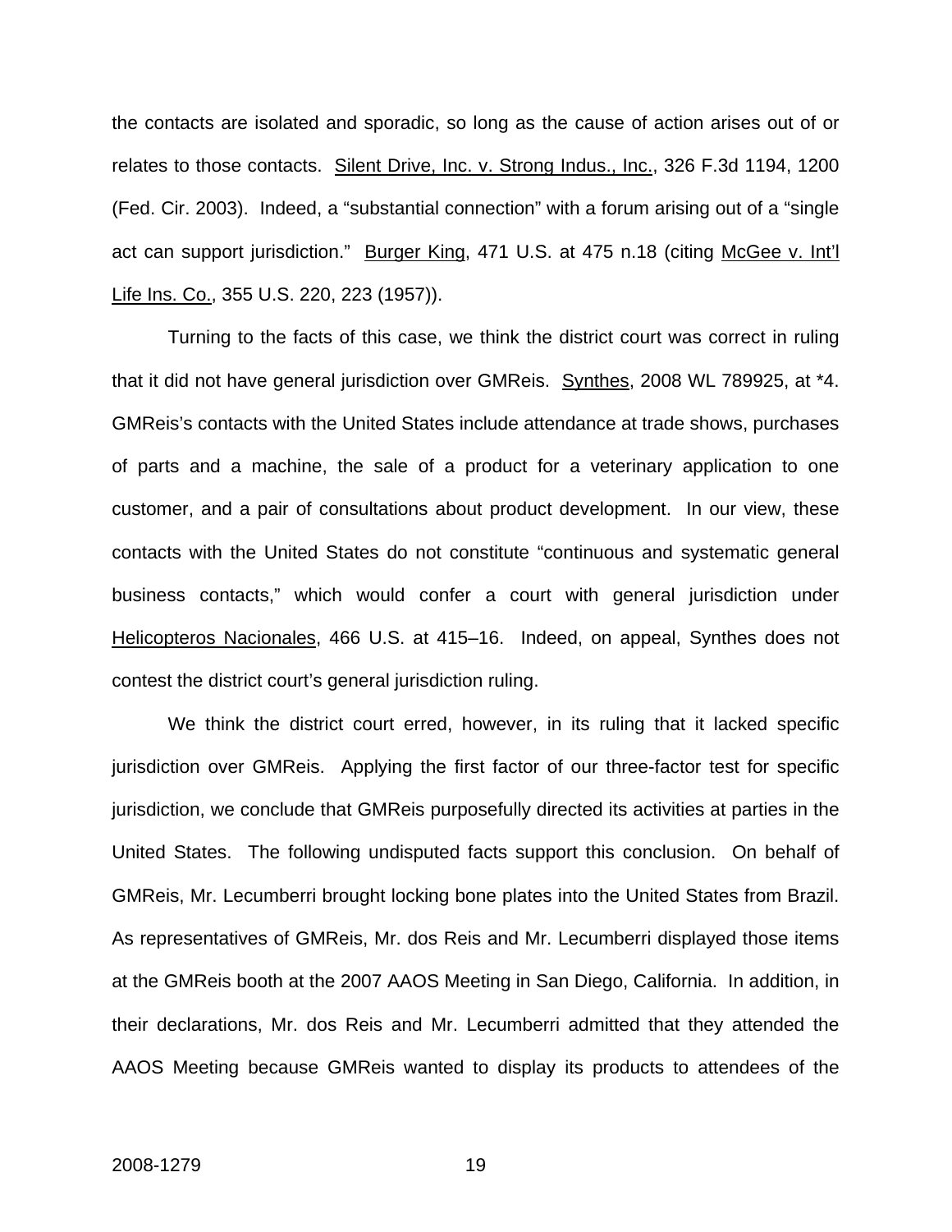the contacts are isolated and sporadic, so long as the cause of action arises out of or relates to those contacts. Silent Drive, Inc. v. Strong Indus., Inc., 326 F.3d 1194, 1200 (Fed. Cir. 2003). Indeed, a "substantial connection" with a forum arising out of a "single act can support jurisdiction." Burger King, 471 U.S. at 475 n.18 (citing McGee v. Int'l Life Ins. Co., 355 U.S. 220, 223 (1957)).

Turning to the facts of this case, we think the district court was correct in ruling that it did not have general jurisdiction over GMReis. Synthes, 2008 WL 789925, at *4. GMReis's contacts with the United States include attendance at trade shows, purchases of parts and a machine, the sale of a product for a veterinary application to one customer, and a pair of consultations about product development. In our view, these contacts with the United States do not constitute "continuous and systematic general business contacts," which would confer a court with general jurisdiction under Helicopteros Nacionales, 466 U.S. at 415–16. Indeed, on appeal, Synthes does not contest the district court's general jurisdiction ruling.

We think the district court erred, however, in its ruling that it lacked specific jurisdiction over GMReis. Applying the first factor of our three-factor test for specific jurisdiction, we conclude that GMReis purposefully directed its activities at parties in the United States. The following undisputed facts support this conclusion. On behalf of GMReis, Mr. Lecumberri brought locking bone plates into the United States from Brazil. As representatives of GMReis, Mr. dos Reis and Mr. Lecumberri displayed those items at the GMReis booth at the 2007 AAOS Meeting in San Diego, California. In addition, in their declarations, Mr. dos Reis and Mr. Lecumberri admitted that they attended the AAOS Meeting because GMReis wanted to display its products to attendees of the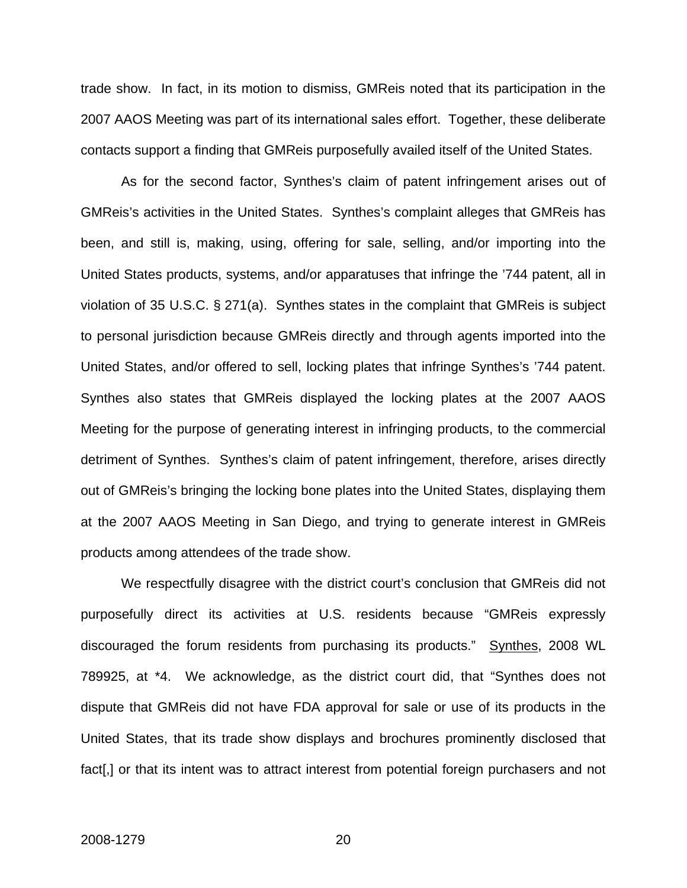trade show. In fact, in its motion to dismiss, GMReis noted that its participation in the 2007 AAOS Meeting was part of its international sales effort. Together, these deliberate contacts support a finding that GMReis purposefully availed itself of the United States.

As for the second factor, Synthes's claim of patent infringement arises out of GMReis's activities in the United States. Synthes's complaint alleges that GMReis has been, and still is, making, using, offering for sale, selling, and/or importing into the United States products, systems, and/or apparatuses that infringe the '744 patent, all in violation of 35 U.S.C. § 271(a). Synthes states in the complaint that GMReis is subject to personal jurisdiction because GMReis directly and through agents imported into the United States, and/or offered to sell, locking plates that infringe Synthes's '744 patent. Synthes also states that GMReis displayed the locking plates at the 2007 AAOS Meeting for the purpose of generating interest in infringing products, to the commercial detriment of Synthes. Synthes's claim of patent infringement, therefore, arises directly out of GMReis's bringing the locking bone plates into the United States, displaying them at the 2007 AAOS Meeting in San Diego, and trying to generate interest in GMReis products among attendees of the trade show.

We respectfully disagree with the district court's conclusion that GMReis did not purposefully direct its activities at U.S. residents because "GMReis expressly discouraged the forum residents from purchasing its products." Synthes, 2008 WL 789925, at *4. We acknowledge, as the district court did, that "Synthes does not dispute that GMReis did not have FDA approval for sale or use of its products in the United States, that its trade show displays and brochures prominently disclosed that fact[,] or that its intent was to attract interest from potential foreign purchasers and not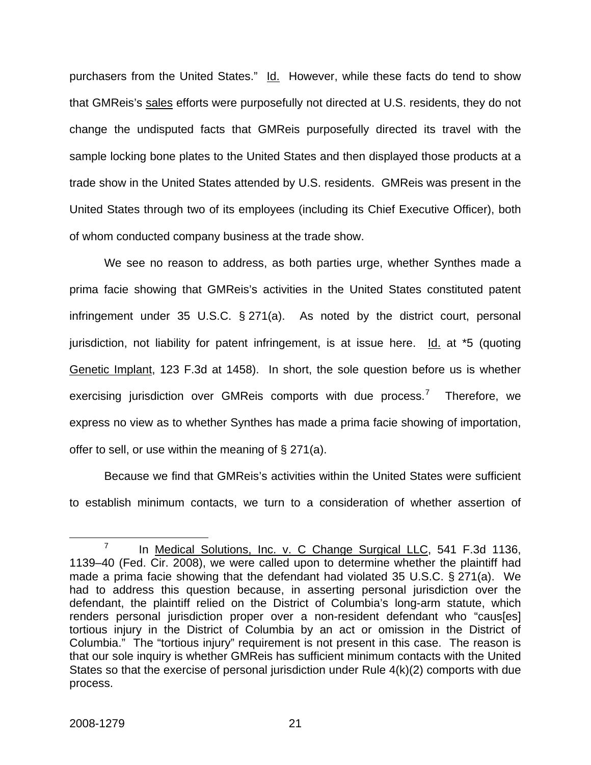purchasers from the United States." Id. However, while these facts do tend to show that GMReis's sales efforts were purposefully not directed at U.S. residents, they do not change the undisputed facts that GMReis purposefully directed its travel with the sample locking bone plates to the United States and then displayed those products at a trade show in the United States attended by U.S. residents. GMReis was present in the United States through two of its employees (including its Chief Executive Officer), both of whom conducted company business at the trade show.

We see no reason to address, as both parties urge, whether Synthes made a prima facie showing that GMReis's activities in the United States constituted patent infringement under 35 U.S.C. § 271(a). As noted by the district court, personal jurisdiction, not liability for patent infringement, is at issue here. Id. at *5 (quoting Genetic Implant, 123 F.3d at 1458). In short, the sole question before us is whether exercising jurisdiction over GMReis comports with due process.[7] Therefore, we express no view as to whether Synthes has made a prima facie showing of importation, offer to sell, or use within the meaning of § 271(a).

Because we find that GMReis's activities within the United States were sufficient to establish minimum contacts, we turn to a consideration of whether assertion of

[7] In Medical Solutions, Inc. v. C Change Surgical LLC, 541 F.3d 1136, 1139–40 (Fed. Cir. 2008), we were called upon to determine whether the plaintiff had made a prima facie showing that the defendant had violated 35 U.S.C. § 271(a). We had to address this question because, in asserting personal jurisdiction over the defendant, the plaintiff relied on the District of Columbia's long-arm statute, which renders personal jurisdiction proper over a non-resident defendant who "caus[es] tortious injury in the District of Columbia by an act or omission in the District of Columbia." The "tortious injury" requirement is not present in this case. The reason is that our sole inquiry is whether GMReis has sufficient minimum contacts with the United States so that the exercise of personal jurisdiction under Rule 4(k)(2) comports with due process.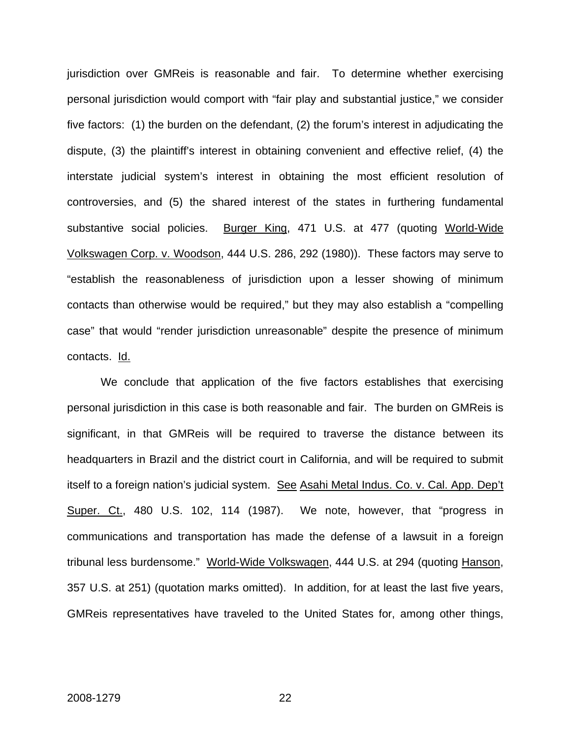jurisdiction over GMReis is reasonable and fair. To determine whether exercising personal jurisdiction would comport with "fair play and substantial justice," we consider five factors: (1) the burden on the defendant, (2) the forum's interest in adjudicating the dispute, (3) the plaintiff's interest in obtaining convenient and effective relief, (4) the interstate judicial system's interest in obtaining the most efficient resolution of controversies, and (5) the shared interest of the states in furthering fundamental substantive social policies. Burger King, 471 U.S. at 477 (quoting World-Wide Volkswagen Corp. v. Woodson, 444 U.S. 286, 292 (1980)). These factors may serve to "establish the reasonableness of jurisdiction upon a lesser showing of minimum contacts than otherwise would be required," but they may also establish a "compelling case" that would "render jurisdiction unreasonable" despite the presence of minimum contacts. Id.

We conclude that application of the five factors establishes that exercising personal jurisdiction in this case is both reasonable and fair. The burden on GMReis is significant, in that GMReis will be required to traverse the distance between its headquarters in Brazil and the district court in California, and will be required to submit itself to a foreign nation's judicial system. See Asahi Metal Indus. Co. v. Cal. App. Dep't Super. Ct., 480 U.S. 102, 114 (1987). We note, however, that "progress in communications and transportation has made the defense of a lawsuit in a foreign tribunal less burdensome." World-Wide Volkswagen, 444 U.S. at 294 (quoting Hanson, 357 U.S. at 251) (quotation marks omitted). In addition, for at least the last five years, GMReis representatives have traveled to the United States for, among other things,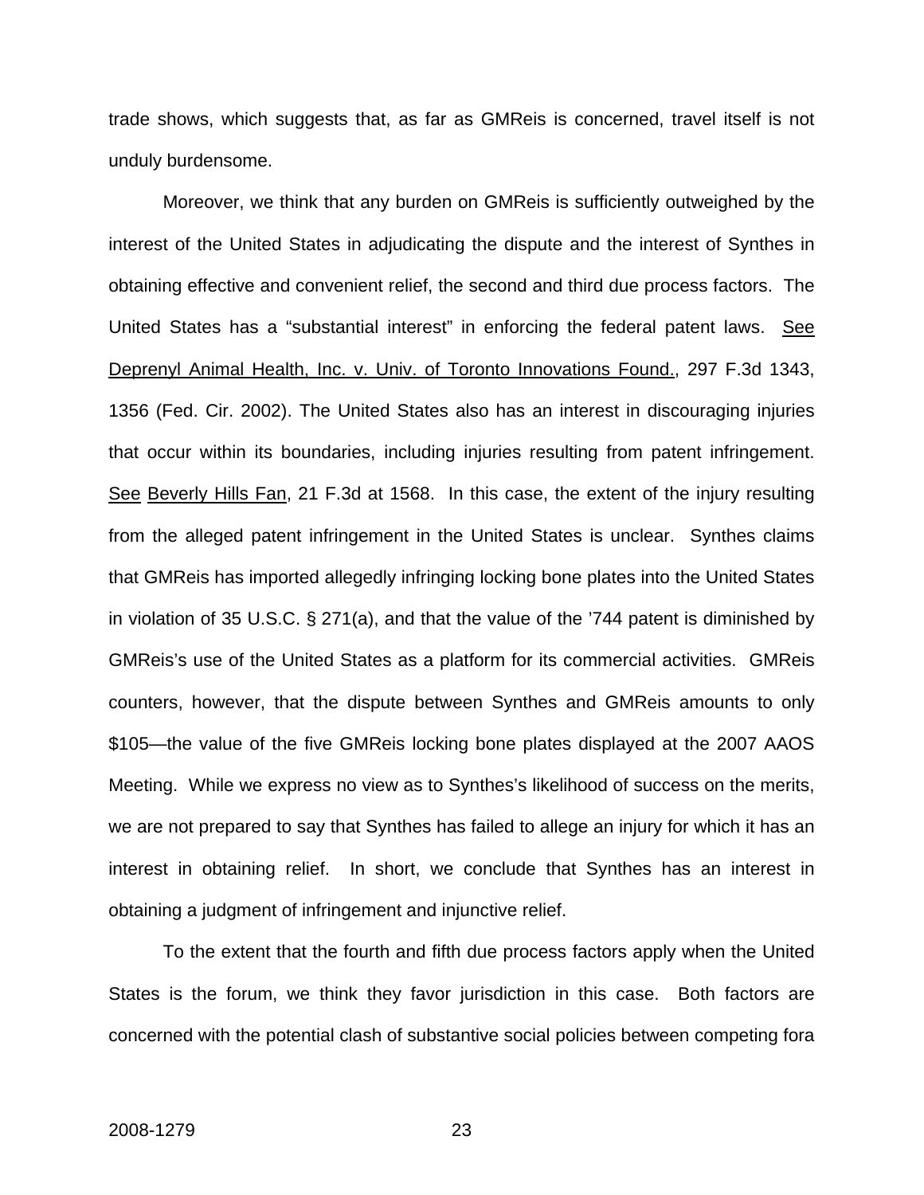trade shows, which suggests that, as far as GMReis is concerned, travel itself is not unduly burdensome.

Moreover, we think that any burden on GMReis is sufficiently outweighed by the interest of the United States in adjudicating the dispute and the interest of Synthes in obtaining effective and convenient relief, the second and third due process factors. The United States has a "substantial interest" in enforcing the federal patent laws. See Deprenyl Animal Health, Inc. v. Univ. of Toronto Innovations Found., 297 F.3d 1343, 1356 (Fed. Cir. 2002). The United States also has an interest in discouraging injuries that occur within its boundaries, including injuries resulting from patent infringement. See Beverly Hills Fan, 21 F.3d at 1568. In this case, the extent of the injury resulting from the alleged patent infringement in the United States is unclear. Synthes claims that GMReis has imported allegedly infringing locking bone plates into the United States in violation of 35 U.S.C. § 271(a), and that the value of the '744 patent is diminished by GMReis's use of the United States as a platform for its commercial activities. GMReis counters, however, that the dispute between Synthes and GMReis amounts to only $105—the value of the five GMReis locking bone plates displayed at the 2007 AAOS Meeting. While we express no view as to Synthes's likelihood of success on the merits, we are not prepared to say that Synthes has failed to allege an injury for which it has an interest in obtaining relief. In short, we conclude that Synthes has an interest in obtaining a judgment of infringement and injunctive relief.

To the extent that the fourth and fifth due process factors apply when the United States is the forum, we think they favor jurisdiction in this case. Both factors are concerned with the potential clash of substantive social policies between competing fora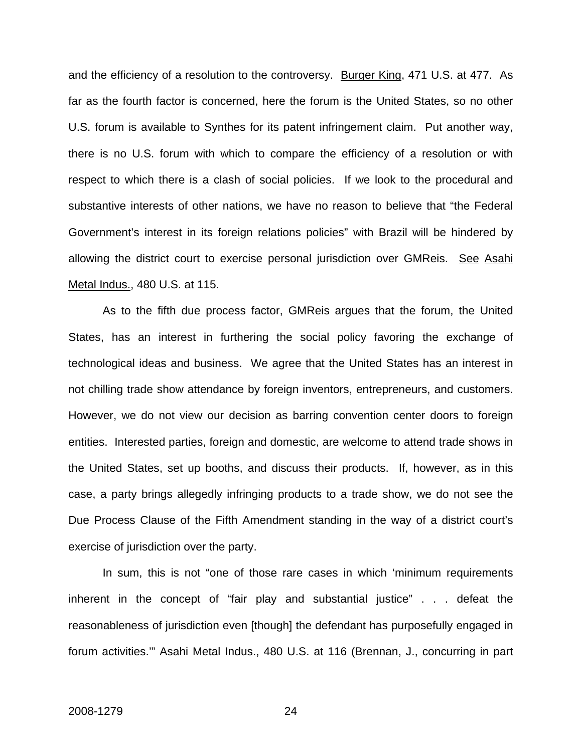and the efficiency of a resolution to the controversy. Burger King, 471 U.S. at 477. As far as the fourth factor is concerned, here the forum is the United States, so no other U.S. forum is available to Synthes for its patent infringement claim. Put another way, there is no U.S. forum with which to compare the efficiency of a resolution or with respect to which there is a clash of social policies. If we look to the procedural and substantive interests of other nations, we have no reason to believe that "the Federal Government's interest in its foreign relations policies" with Brazil will be hindered by allowing the district court to exercise personal jurisdiction over GMReis. See Asahi Metal Indus., 480 U.S. at 115.

As to the fifth due process factor, GMReis argues that the forum, the United States, has an interest in furthering the social policy favoring the exchange of technological ideas and business. We agree that the United States has an interest in not chilling trade show attendance by foreign inventors, entrepreneurs, and customers. However, we do not view our decision as barring convention center doors to foreign entities. Interested parties, foreign and domestic, are welcome to attend trade shows in the United States, set up booths, and discuss their products. If, however, as in this case, a party brings allegedly infringing products to a trade show, we do not see the Due Process Clause of the Fifth Amendment standing in the way of a district court's exercise of jurisdiction over the party.

In sum, this is not "one of those rare cases in which 'minimum requirements inherent in the concept of "fair play and substantial justice" . . . defeat the reasonableness of jurisdiction even [though] the defendant has purposefully engaged in forum activities.'" Asahi Metal Indus., 480 U.S. at 116 (Brennan, J., concurring in part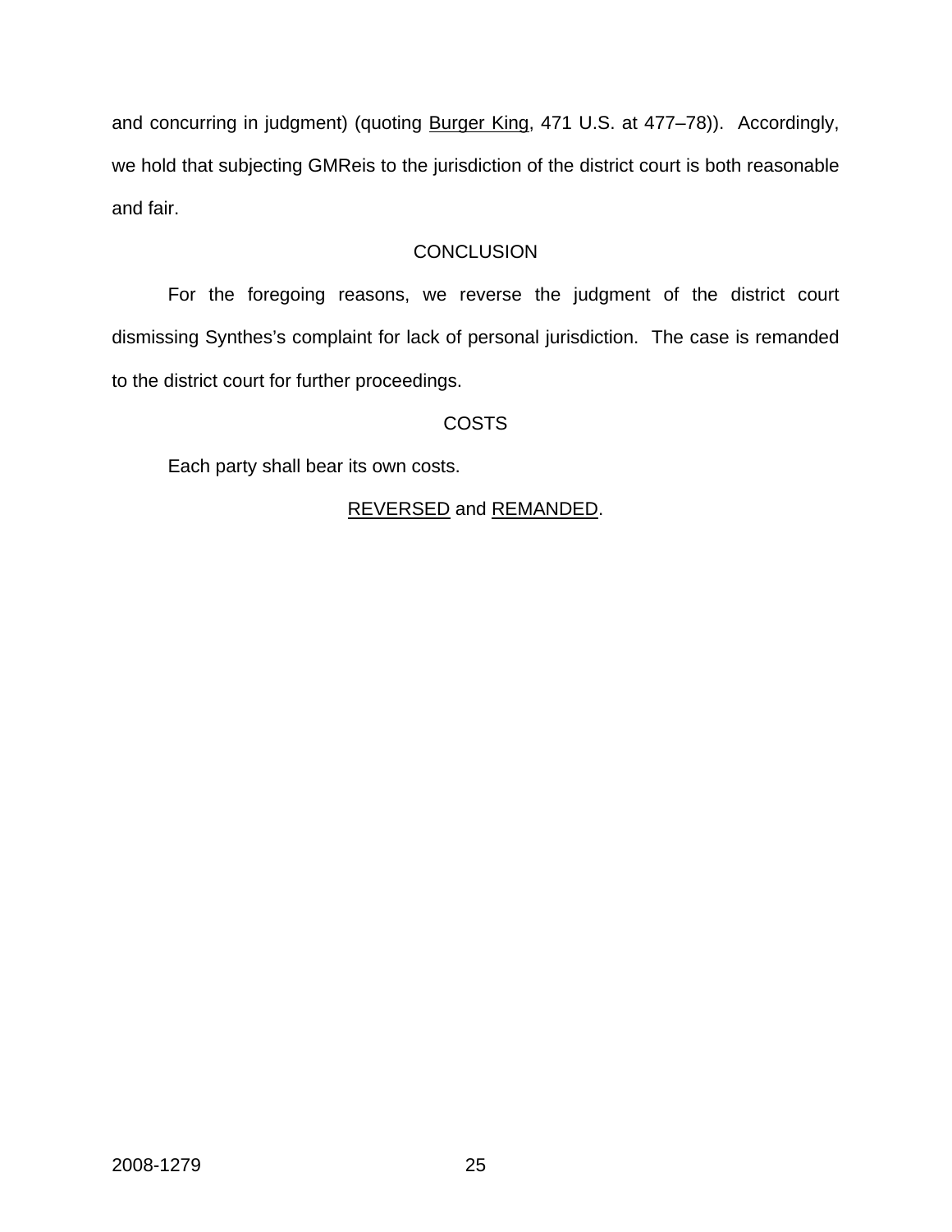and concurring in judgment) (quoting Burger King, 471 U.S. at 477–78)). Accordingly, we hold that subjecting GMReis to the jurisdiction of the district court is both reasonable and fair.

## CONCLUSION

For the foregoing reasons, we reverse the judgment of the district court dismissing Synthes's complaint for lack of personal jurisdiction. The case is remanded to the district court for further proceedings.

## COSTS

Each party shall bear its own costs.

REVERSED and REMANDED.